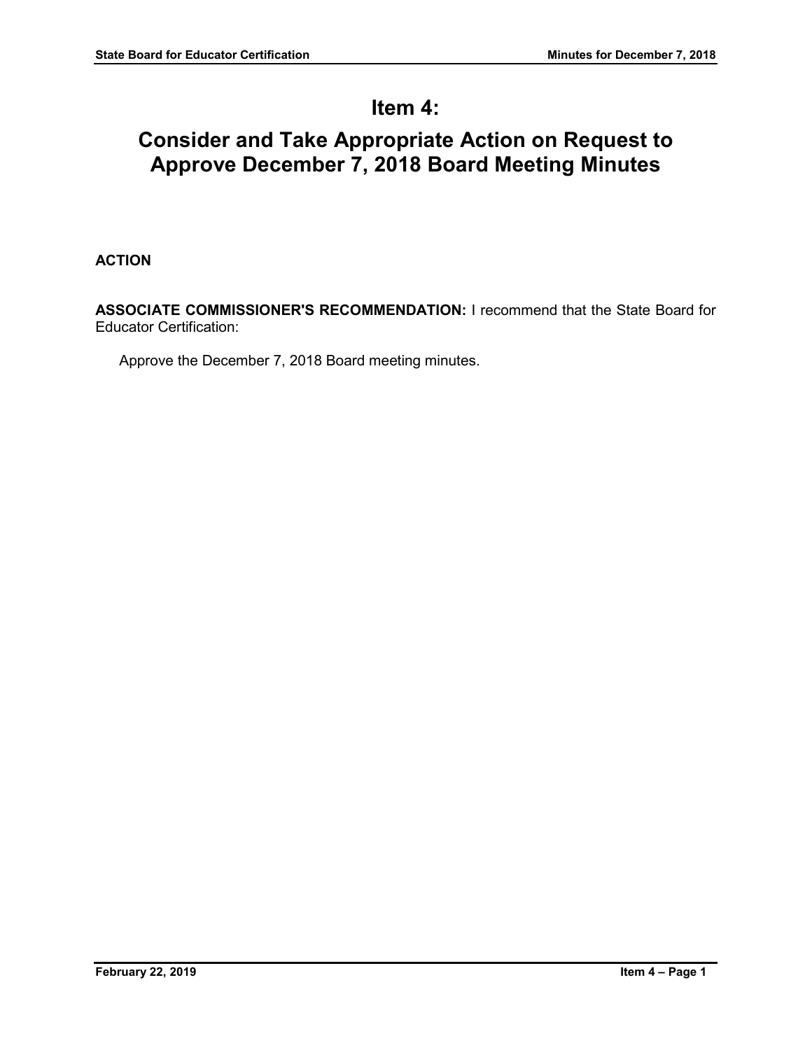# Item 4:

# Consider and Take Appropriate Action on Request to Approve December 7, 2018 Board Meeting Minutes

**ACTION**

**ASSOCIATE COMMISSIONER'S RECOMMENDATION:** I recommend that the State Board for Educator Certification:

Approve the December 7, 2018 Board meeting minutes.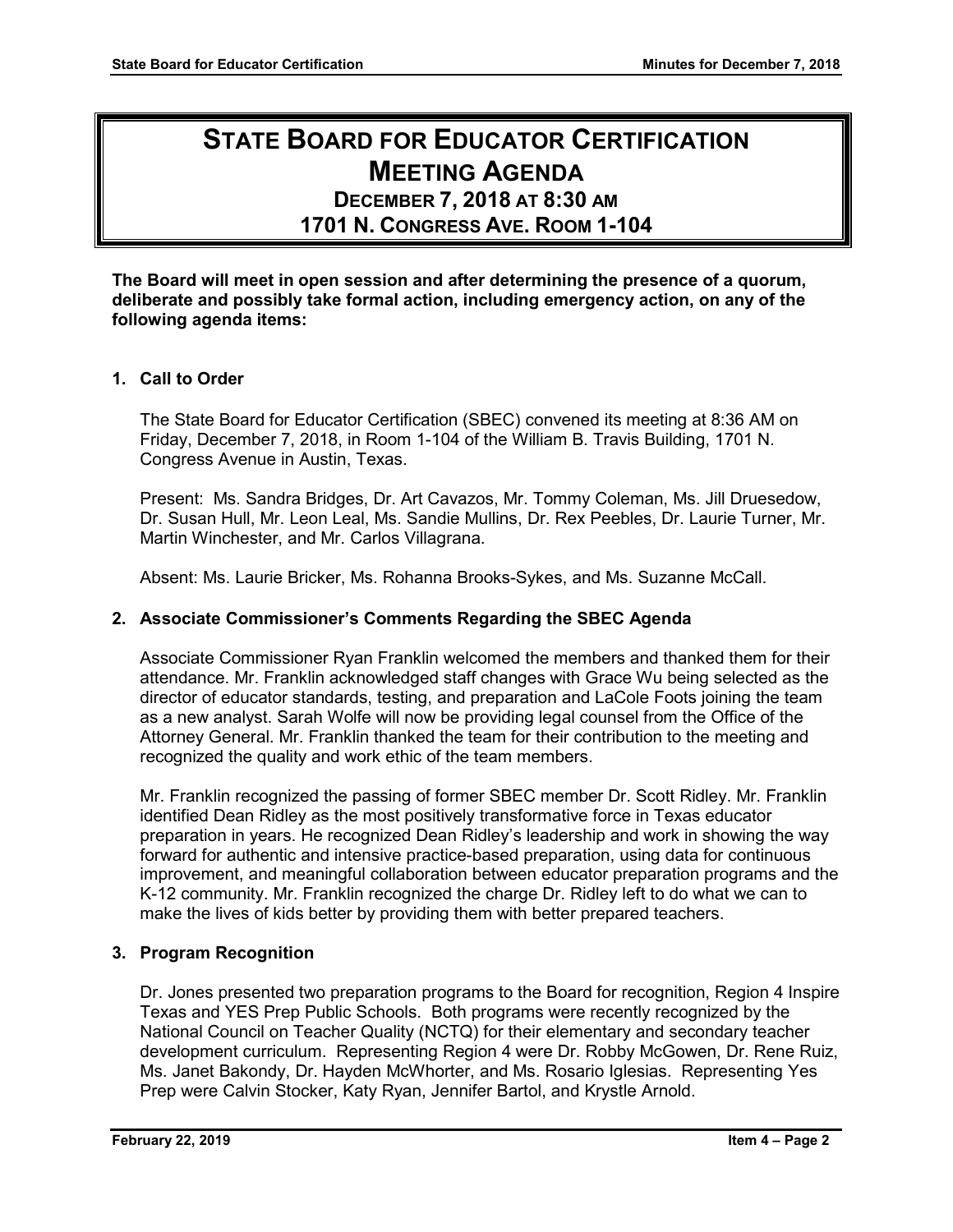# STATE BOARD FOR EDUCATOR CERTIFICATION MEETING AGENDA

## DECEMBER 7, 2018 AT 8:30 AM

## 1701 N. CONGRESS AVE. ROOM 1-104

**The Board will meet in open session and after determining the presence of a quorum, deliberate and possibly take formal action, including emergency action, on any of the following agenda items:**

### 1. Call to Order

The State Board for Educator Certification (SBEC) convened its meeting at 8:36 AM on Friday, December 7, 2018, in Room 1-104 of the William B. Travis Building, 1701 N. Congress Avenue in Austin, Texas.

Present: Ms. Sandra Bridges, Dr. Art Cavazos, Mr. Tommy Coleman, Ms. Jill Druesedow, Dr. Susan Hull, Mr. Leon Leal, Ms. Sandie Mullins, Dr. Rex Peebles, Dr. Laurie Turner, Mr. Martin Winchester, and Mr. Carlos Villagrana.

Absent: Ms. Laurie Bricker, Ms. Rohanna Brooks-Sykes, and Ms. Suzanne McCall.

### 2. Associate Commissioner's Comments Regarding the SBEC Agenda

Associate Commissioner Ryan Franklin welcomed the members and thanked them for their attendance. Mr. Franklin acknowledged staff changes with Grace Wu being selected as the director of educator standards, testing, and preparation and LaCole Foots joining the team as a new analyst. Sarah Wolfe will now be providing legal counsel from the Office of the Attorney General. Mr. Franklin thanked the team for their contribution to the meeting and recognized the quality and work ethic of the team members.

Mr. Franklin recognized the passing of former SBEC member Dr. Scott Ridley. Mr. Franklin identified Dean Ridley as the most positively transformative force in Texas educator preparation in years. He recognized Dean Ridley's leadership and work in showing the way forward for authentic and intensive practice-based preparation, using data for continuous improvement, and meaningful collaboration between educator preparation programs and the K-12 community. Mr. Franklin recognized the charge Dr. Ridley left to do what we can to make the lives of kids better by providing them with better prepared teachers.

### 3. Program Recognition

Dr. Jones presented two preparation programs to the Board for recognition, Region 4 Inspire Texas and YES Prep Public Schools. Both programs were recently recognized by the National Council on Teacher Quality (NCTQ) for their elementary and secondary teacher development curriculum. Representing Region 4 were Dr. Robby McGowen, Dr. Rene Ruiz, Ms. Janet Bakondy, Dr. Hayden McWhorter, and Ms. Rosario Iglesias. Representing Yes Prep were Calvin Stocker, Katy Ryan, Jennifer Bartol, and Krystle Arnold.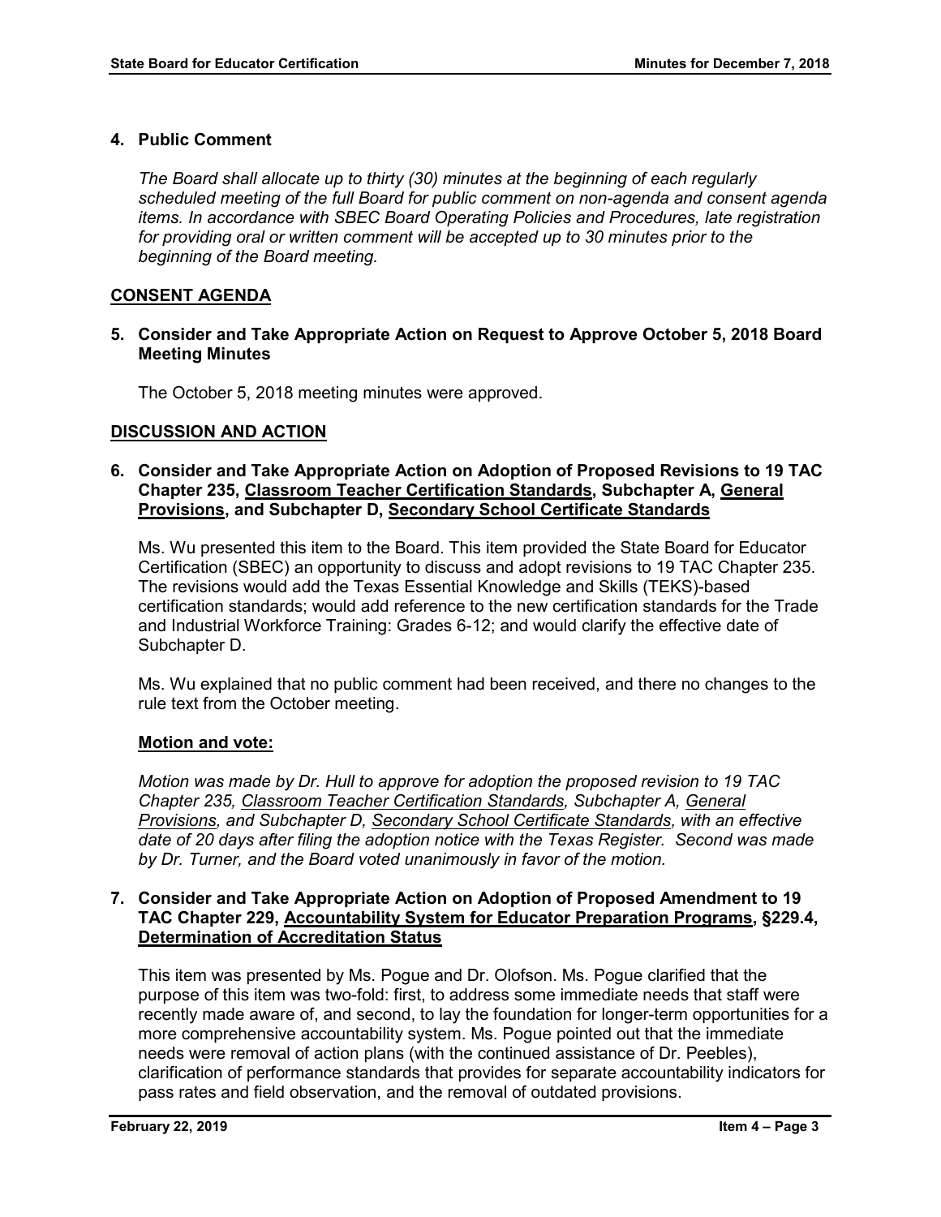### 4. Public Comment

*The Board shall allocate up to thirty (30) minutes at the beginning of each regularly scheduled meeting of the full Board for public comment on non-agenda and consent agenda items. In accordance with SBEC Board Operating Policies and Procedures, late registration for providing oral or written comment will be accepted up to 30 minutes prior to the beginning of the Board meeting.*

## CONSENT AGENDA

### 5. Consider and Take Appropriate Action on Request to Approve October 5, 2018 Board Meeting Minutes

The October 5, 2018 meeting minutes were approved.

## DISCUSSION AND ACTION

### 6. Consider and Take Appropriate Action on Adoption of Proposed Revisions to 19 TAC Chapter 235, Classroom Teacher Certification Standards, Subchapter A, General Provisions, and Subchapter D, Secondary School Certificate Standards

Ms. Wu presented this item to the Board. This item provided the State Board for Educator Certification (SBEC) an opportunity to discuss and adopt revisions to 19 TAC Chapter 235. The revisions would add the Texas Essential Knowledge and Skills (TEKS)-based certification standards; would add reference to the new certification standards for the Trade and Industrial Workforce Training: Grades 6-12; and would clarify the effective date of Subchapter D.

Ms. Wu explained that no public comment had been received, and there no changes to the rule text from the October meeting.

**Motion and vote:**

*Motion was made by Dr. Hull to approve for adoption the proposed revision to 19 TAC Chapter 235, Classroom Teacher Certification Standards, Subchapter A, General Provisions, and Subchapter D, Secondary School Certificate Standards, with an effective date of 20 days after filing the adoption notice with the Texas Register. Second was made by Dr. Turner, and the Board voted unanimously in favor of the motion.*

### 7. Consider and Take Appropriate Action on Adoption of Proposed Amendment to 19 TAC Chapter 229, Accountability System for Educator Preparation Programs, §229.4, Determination of Accreditation Status

This item was presented by Ms. Pogue and Dr. Olofson. Ms. Pogue clarified that the purpose of this item was two-fold: first, to address some immediate needs that staff were recently made aware of, and second, to lay the foundation for longer-term opportunities for a more comprehensive accountability system. Ms. Pogue pointed out that the immediate needs were removal of action plans (with the continued assistance of Dr. Peebles), clarification of performance standards that provides for separate accountability indicators for pass rates and field observation, and the removal of outdated provisions.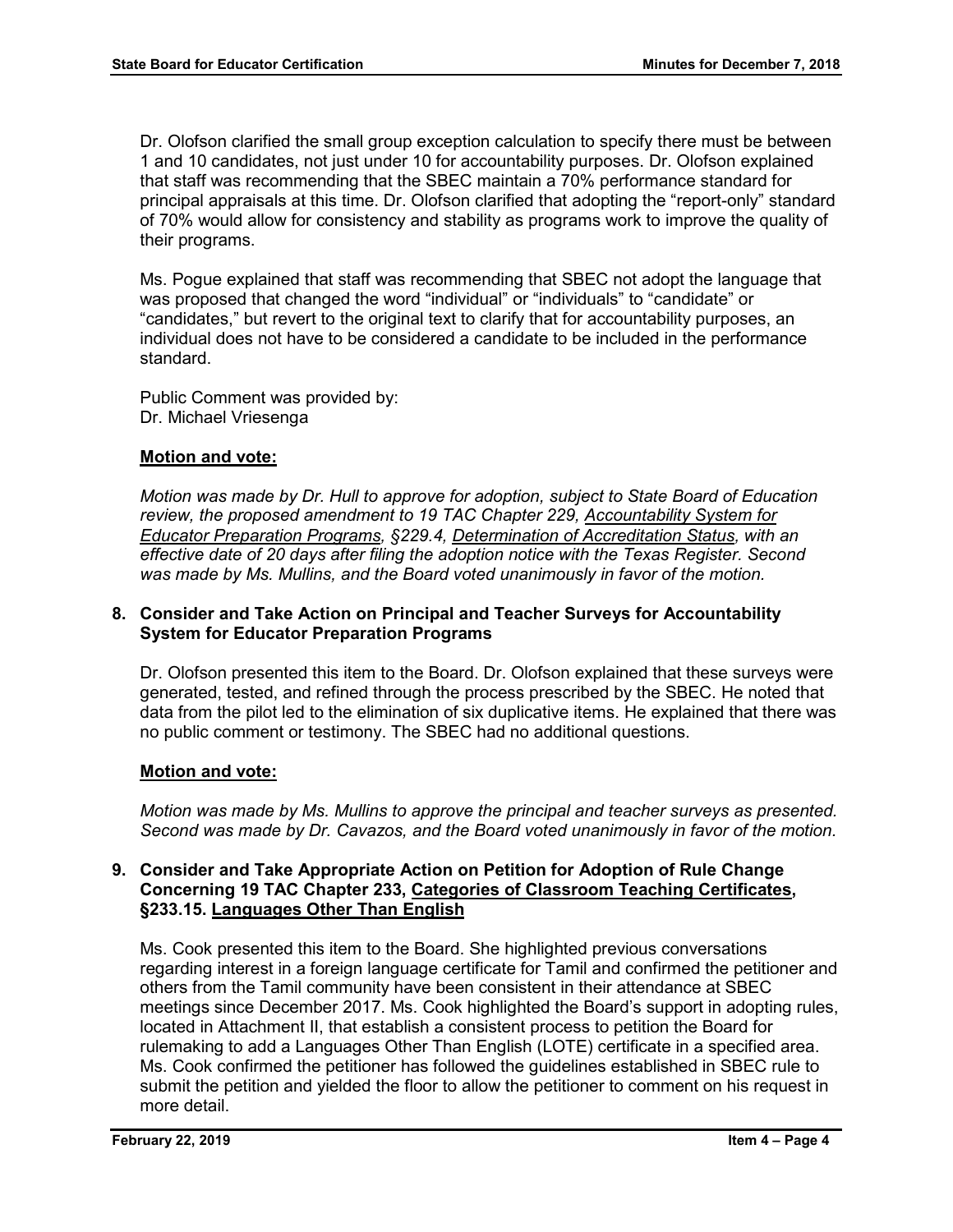Dr. Olofson clarified the small group exception calculation to specify there must be between 1 and 10 candidates, not just under 10 for accountability purposes. Dr. Olofson explained that staff was recommending that the SBEC maintain a 70% performance standard for principal appraisals at this time. Dr. Olofson clarified that adopting the "report-only" standard of 70% would allow for consistency and stability as programs work to improve the quality of their programs.

Ms. Pogue explained that staff was recommending that SBEC not adopt the language that was proposed that changed the word "individual" or "individuals" to "candidate" or "candidates," but revert to the original text to clarify that for accountability purposes, an individual does not have to be considered a candidate to be included in the performance standard.

Public Comment was provided by:
Dr. Michael Vriesenga

**Motion and vote:**

*Motion was made by Dr. Hull to approve for adoption, subject to State Board of Education review, the proposed amendment to 19 TAC Chapter 229, Accountability System for Educator Preparation Programs, §229.4, Determination of Accreditation Status, with an effective date of 20 days after filing the adoption notice with the Texas Register. Second was made by Ms. Mullins, and the Board voted unanimously in favor of the motion.*

### 8. Consider and Take Action on Principal and Teacher Surveys for Accountability System for Educator Preparation Programs

Dr. Olofson presented this item to the Board. Dr. Olofson explained that these surveys were generated, tested, and refined through the process prescribed by the SBEC. He noted that data from the pilot led to the elimination of six duplicative items. He explained that there was no public comment or testimony. The SBEC had no additional questions.

**Motion and vote:**

*Motion was made by Ms. Mullins to approve the principal and teacher surveys as presented. Second was made by Dr. Cavazos, and the Board voted unanimously in favor of the motion.*

### 9. Consider and Take Appropriate Action on Petition for Adoption of Rule Change Concerning 19 TAC Chapter 233, Categories of Classroom Teaching Certificates, §233.15. Languages Other Than English

Ms. Cook presented this item to the Board. She highlighted previous conversations regarding interest in a foreign language certificate for Tamil and confirmed the petitioner and others from the Tamil community have been consistent in their attendance at SBEC meetings since December 2017. Ms. Cook highlighted the Board's support in adopting rules, located in Attachment II, that establish a consistent process to petition the Board for rulemaking to add a Languages Other Than English (LOTE) certificate in a specified area. Ms. Cook confirmed the petitioner has followed the guidelines established in SBEC rule to submit the petition and yielded the floor to allow the petitioner to comment on his request in more detail.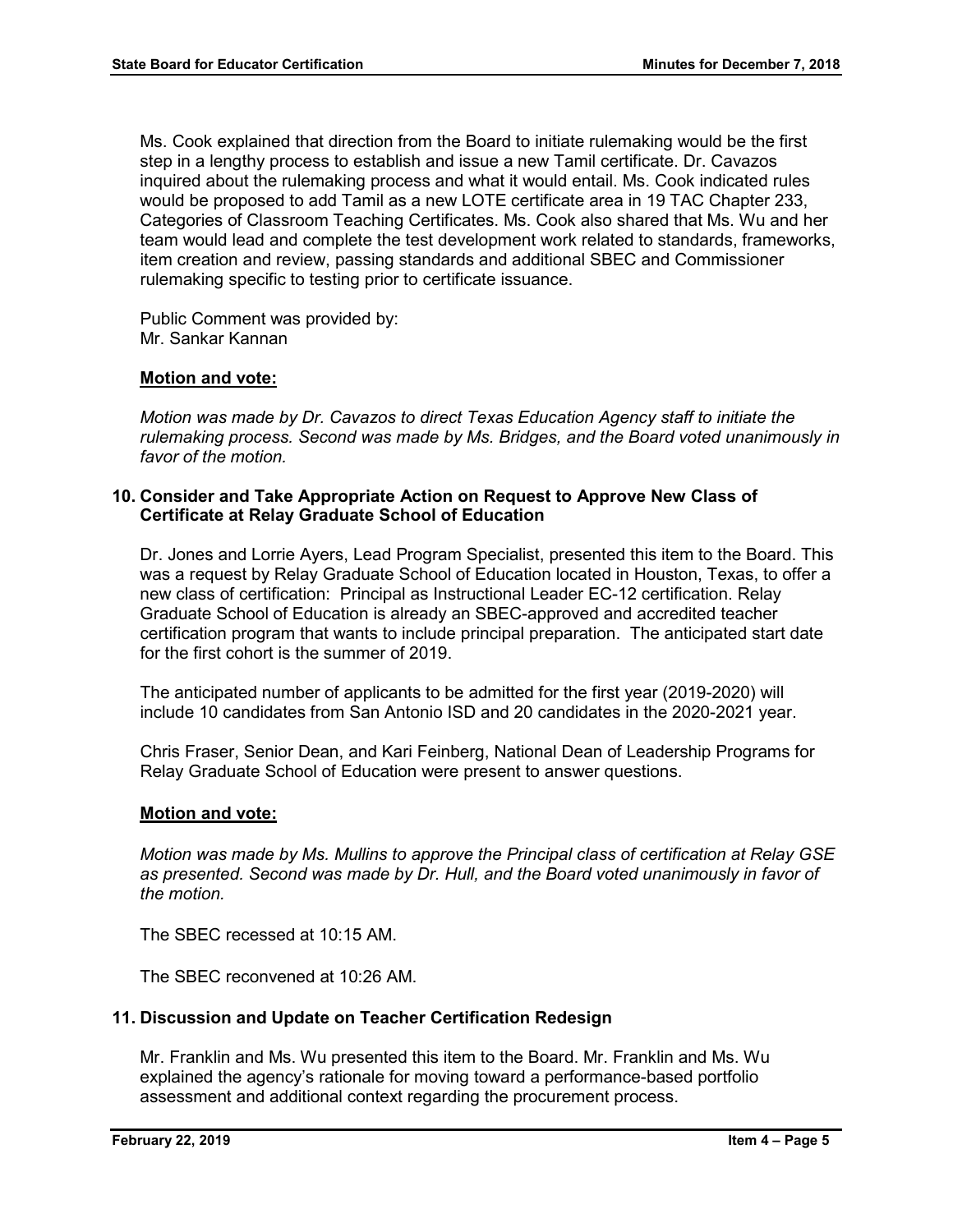Ms. Cook explained that direction from the Board to initiate rulemaking would be the first step in a lengthy process to establish and issue a new Tamil certificate. Dr. Cavazos inquired about the rulemaking process and what it would entail. Ms. Cook indicated rules would be proposed to add Tamil as a new LOTE certificate area in 19 TAC Chapter 233, Categories of Classroom Teaching Certificates. Ms. Cook also shared that Ms. Wu and her team would lead and complete the test development work related to standards, frameworks, item creation and review, passing standards and additional SBEC and Commissioner rulemaking specific to testing prior to certificate issuance.

Public Comment was provided by:
Mr. Sankar Kannan

**Motion and vote:**

*Motion was made by Dr. Cavazos to direct Texas Education Agency staff to initiate the rulemaking process. Second was made by Ms. Bridges, and the Board voted unanimously in favor of the motion.*

### 10. Consider and Take Appropriate Action on Request to Approve New Class of Certificate at Relay Graduate School of Education

Dr. Jones and Lorrie Ayers, Lead Program Specialist, presented this item to the Board. This was a request by Relay Graduate School of Education located in Houston, Texas, to offer a new class of certification: Principal as Instructional Leader EC-12 certification. Relay Graduate School of Education is already an SBEC-approved and accredited teacher certification program that wants to include principal preparation. The anticipated start date for the first cohort is the summer of 2019.

The anticipated number of applicants to be admitted for the first year (2019-2020) will include 10 candidates from San Antonio ISD and 20 candidates in the 2020-2021 year.

Chris Fraser, Senior Dean, and Kari Feinberg, National Dean of Leadership Programs for Relay Graduate School of Education were present to answer questions.

**Motion and vote:**

*Motion was made by Ms. Mullins to approve the Principal class of certification at Relay GSE as presented. Second was made by Dr. Hull, and the Board voted unanimously in favor of the motion.*

The SBEC recessed at 10:15 AM.

The SBEC reconvened at 10:26 AM.

### 11. Discussion and Update on Teacher Certification Redesign

Mr. Franklin and Ms. Wu presented this item to the Board. Mr. Franklin and Ms. Wu explained the agency's rationale for moving toward a performance-based portfolio assessment and additional context regarding the procurement process.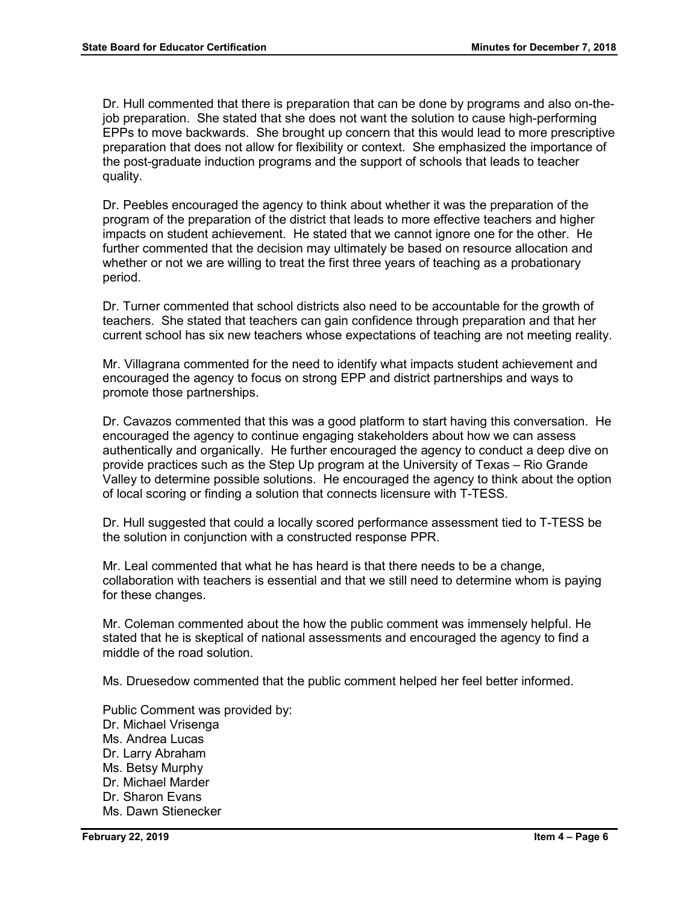Dr. Hull commented that there is preparation that can be done by programs and also on-the-job preparation. She stated that she does not want the solution to cause high-performing EPPs to move backwards. She brought up concern that this would lead to more prescriptive preparation that does not allow for flexibility or context. She emphasized the importance of the post-graduate induction programs and the support of schools that leads to teacher quality.

Dr. Peebles encouraged the agency to think about whether it was the preparation of the program of the preparation of the district that leads to more effective teachers and higher impacts on student achievement. He stated that we cannot ignore one for the other. He further commented that the decision may ultimately be based on resource allocation and whether or not we are willing to treat the first three years of teaching as a probationary period.

Dr. Turner commented that school districts also need to be accountable for the growth of teachers. She stated that teachers can gain confidence through preparation and that her current school has six new teachers whose expectations of teaching are not meeting reality.

Mr. Villagrana commented for the need to identify what impacts student achievement and encouraged the agency to focus on strong EPP and district partnerships and ways to promote those partnerships.

Dr. Cavazos commented that this was a good platform to start having this conversation. He encouraged the agency to continue engaging stakeholders about how we can assess authentically and organically. He further encouraged the agency to conduct a deep dive on provide practices such as the Step Up program at the University of Texas – Rio Grande Valley to determine possible solutions. He encouraged the agency to think about the option of local scoring or finding a solution that connects licensure with T-TESS.

Dr. Hull suggested that could a locally scored performance assessment tied to T-TESS be the solution in conjunction with a constructed response PPR.

Mr. Leal commented that what he has heard is that there needs to be a change, collaboration with teachers is essential and that we still need to determine whom is paying for these changes.

Mr. Coleman commented about the how the public comment was immensely helpful. He stated that he is skeptical of national assessments and encouraged the agency to find a middle of the road solution.

Ms. Druesedow commented that the public comment helped her feel better informed.

Public Comment was provided by:
Dr. Michael Vrisenga
Ms. Andrea Lucas
Dr. Larry Abraham
Ms. Betsy Murphy
Dr. Michael Marder
Dr. Sharon Evans
Ms. Dawn Stienecker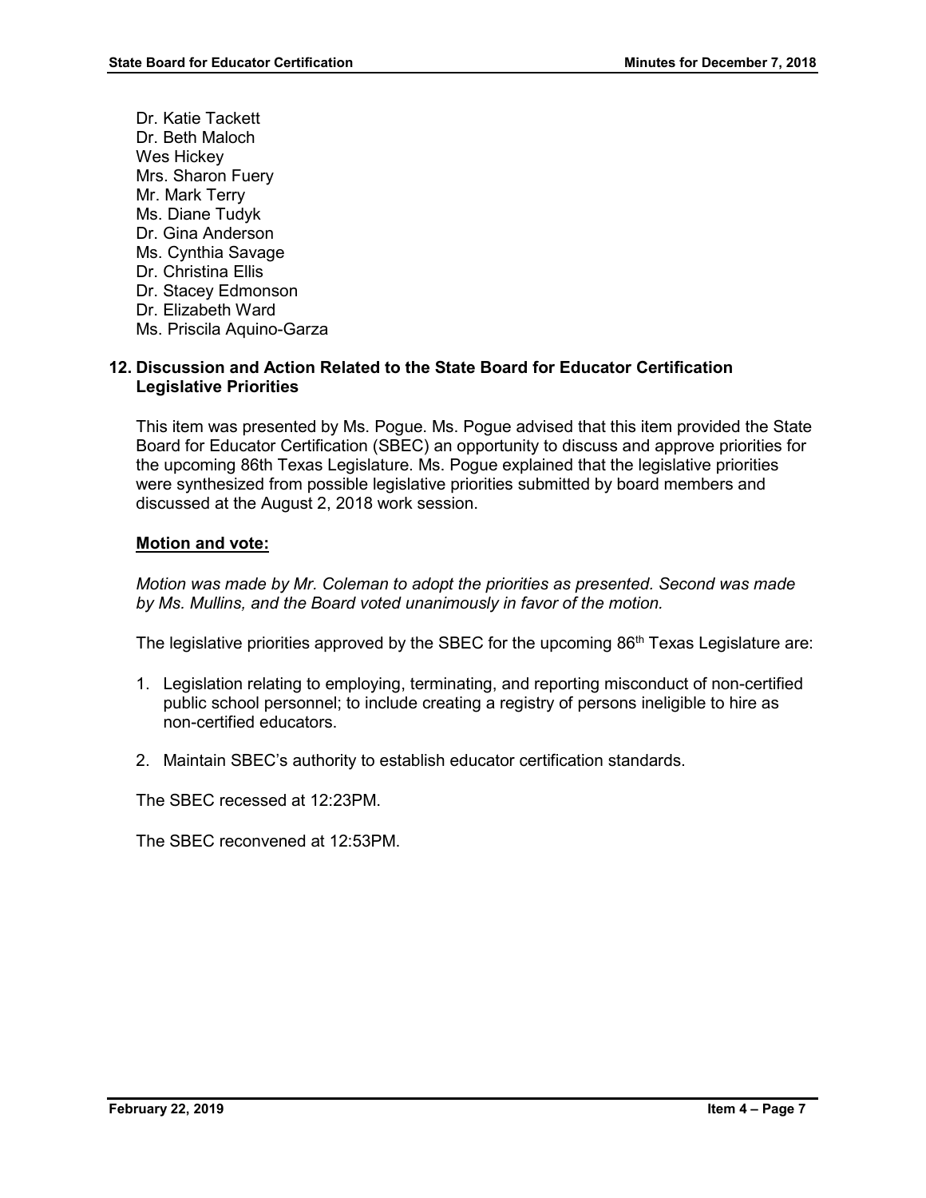Dr. Katie Tackett
Dr. Beth Maloch
Wes Hickey
Mrs. Sharon Fuery
Mr. Mark Terry
Ms. Diane Tudyk
Dr. Gina Anderson
Ms. Cynthia Savage
Dr. Christina Ellis
Dr. Stacey Edmonson
Dr. Elizabeth Ward
Ms. Priscila Aquino-Garza

**12. Discussion and Action Related to the State Board for Educator Certification Legislative Priorities**

This item was presented by Ms. Pogue. Ms. Pogue advised that this item provided the State Board for Educator Certification (SBEC) an opportunity to discuss and approve priorities for the upcoming 86th Texas Legislature. Ms. Pogue explained that the legislative priorities were synthesized from possible legislative priorities submitted by board members and discussed at the August 2, 2018 work session.

**Motion and vote:**

*Motion was made by Mr. Coleman to adopt the priorities as presented. Second was made by Ms. Mullins, and the Board voted unanimously in favor of the motion.*

The legislative priorities approved by the SBEC for the upcoming 86th Texas Legislature are:

1. Legislation relating to employing, terminating, and reporting misconduct of non-certified public school personnel; to include creating a registry of persons ineligible to hire as non-certified educators.

2. Maintain SBEC's authority to establish educator certification standards.

The SBEC recessed at 12:23PM.

The SBEC reconvened at 12:53PM.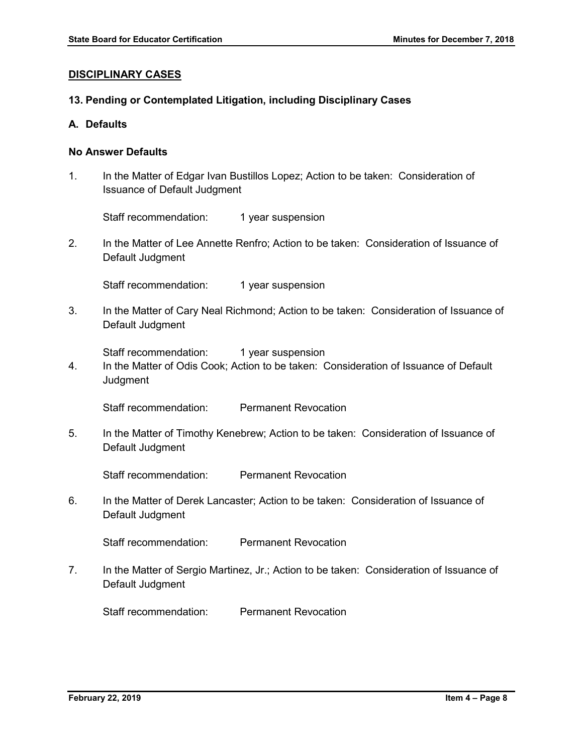## DISCIPLINARY CASES

### 13. Pending or Contemplated Litigation, including Disciplinary Cases

### A. Defaults

#### No Answer Defaults

1. In the Matter of Edgar Ivan Bustillos Lopez; Action to be taken: Consideration of Issuance of Default Judgment

   Staff recommendation: 1 year suspension

2. In the Matter of Lee Annette Renfro; Action to be taken: Consideration of Issuance of Default Judgment

   Staff recommendation: 1 year suspension

3. In the Matter of Cary Neal Richmond; Action to be taken: Consideration of Issuance of Default Judgment

   Staff recommendation: 1 year suspension

4. In the Matter of Odis Cook; Action to be taken: Consideration of Issuance of Default Judgment

   Staff recommendation: Permanent Revocation

5. In the Matter of Timothy Kenebrew; Action to be taken: Consideration of Issuance of Default Judgment

   Staff recommendation: Permanent Revocation

6. In the Matter of Derek Lancaster; Action to be taken: Consideration of Issuance of Default Judgment

   Staff recommendation: Permanent Revocation

7. In the Matter of Sergio Martinez, Jr.; Action to be taken: Consideration of Issuance of Default Judgment

   Staff recommendation: Permanent Revocation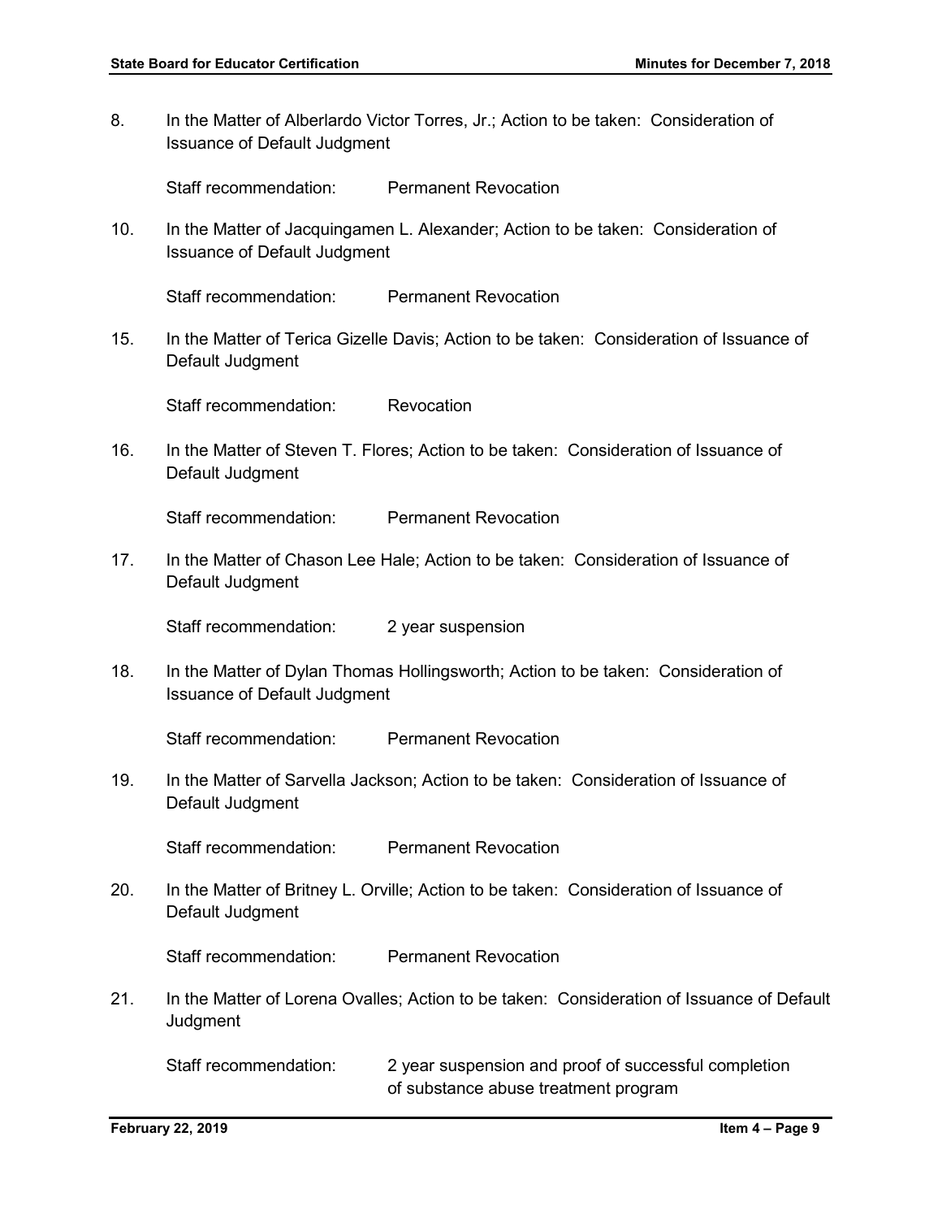8. In the Matter of Alberlardo Victor Torres, Jr.; Action to be taken: Consideration of Issuance of Default Judgment

   Staff recommendation: Permanent Revocation

10. In the Matter of Jacquingamen L. Alexander; Action to be taken: Consideration of Issuance of Default Judgment

    Staff recommendation: Permanent Revocation

15. In the Matter of Terica Gizelle Davis; Action to be taken: Consideration of Issuance of Default Judgment

    Staff recommendation: Revocation

16. In the Matter of Steven T. Flores; Action to be taken: Consideration of Issuance of Default Judgment

    Staff recommendation: Permanent Revocation

17. In the Matter of Chason Lee Hale; Action to be taken: Consideration of Issuance of Default Judgment

    Staff recommendation: 2 year suspension

18. In the Matter of Dylan Thomas Hollingsworth; Action to be taken: Consideration of Issuance of Default Judgment

    Staff recommendation: Permanent Revocation

19. In the Matter of Sarvella Jackson; Action to be taken: Consideration of Issuance of Default Judgment

    Staff recommendation: Permanent Revocation

20. In the Matter of Britney L. Orville; Action to be taken: Consideration of Issuance of Default Judgment

    Staff recommendation: Permanent Revocation

21. In the Matter of Lorena Ovalles; Action to be taken: Consideration of Issuance of Default Judgment

    Staff recommendation: 2 year suspension and proof of successful completion of substance abuse treatment program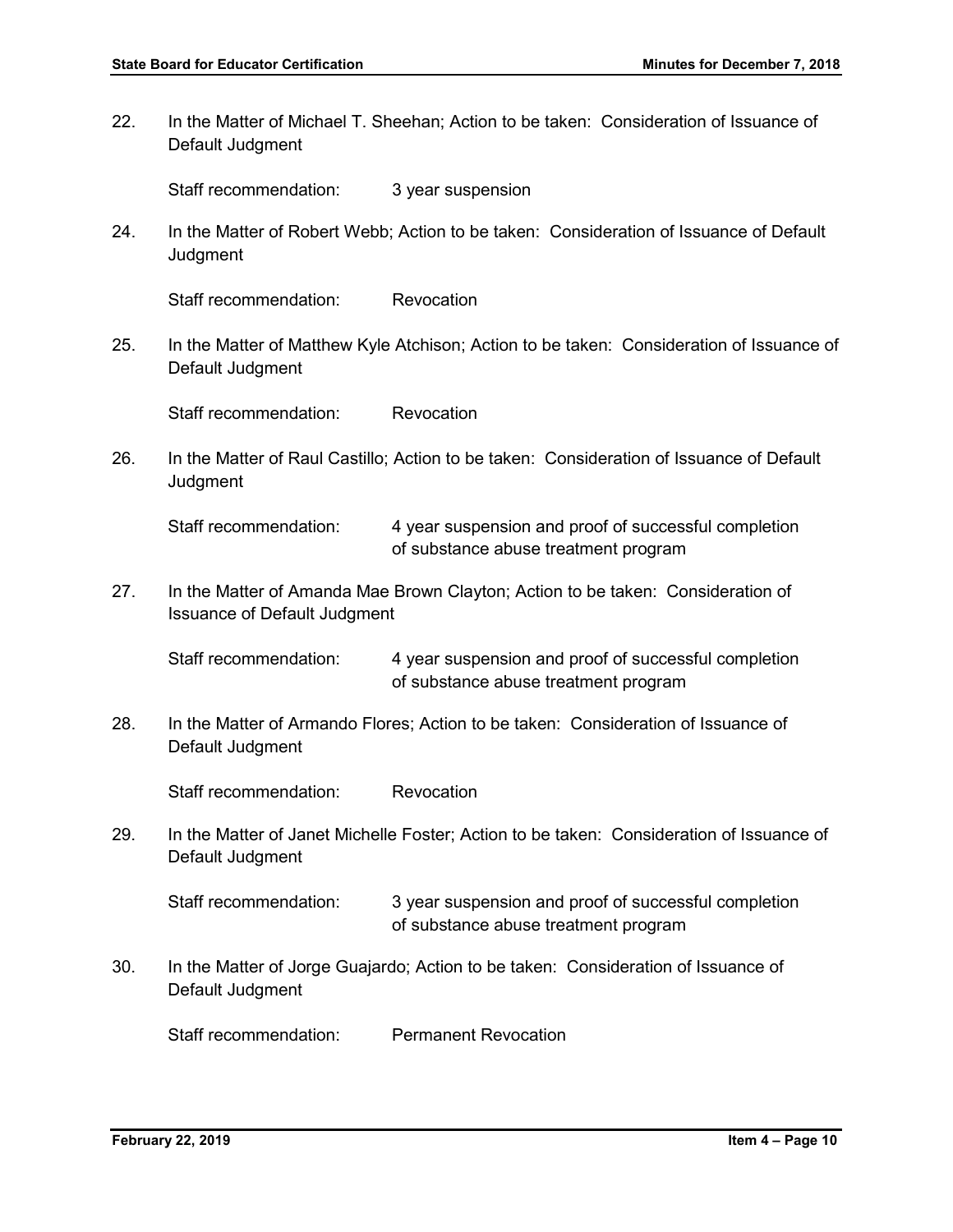22. In the Matter of Michael T. Sheehan; Action to be taken: Consideration of Issuance of Default Judgment

    Staff recommendation: 3 year suspension

24. In the Matter of Robert Webb; Action to be taken: Consideration of Issuance of Default Judgment

    Staff recommendation: Revocation

25. In the Matter of Matthew Kyle Atchison; Action to be taken: Consideration of Issuance of Default Judgment

    Staff recommendation: Revocation

26. In the Matter of Raul Castillo; Action to be taken: Consideration of Issuance of Default Judgment

    Staff recommendation: 4 year suspension and proof of successful completion of substance abuse treatment program

27. In the Matter of Amanda Mae Brown Clayton; Action to be taken: Consideration of Issuance of Default Judgment

    Staff recommendation: 4 year suspension and proof of successful completion of substance abuse treatment program

28. In the Matter of Armando Flores; Action to be taken: Consideration of Issuance of Default Judgment

    Staff recommendation: Revocation

29. In the Matter of Janet Michelle Foster; Action to be taken: Consideration of Issuance of Default Judgment

    Staff recommendation: 3 year suspension and proof of successful completion of substance abuse treatment program

30. In the Matter of Jorge Guajardo; Action to be taken: Consideration of Issuance of Default Judgment

    Staff recommendation: Permanent Revocation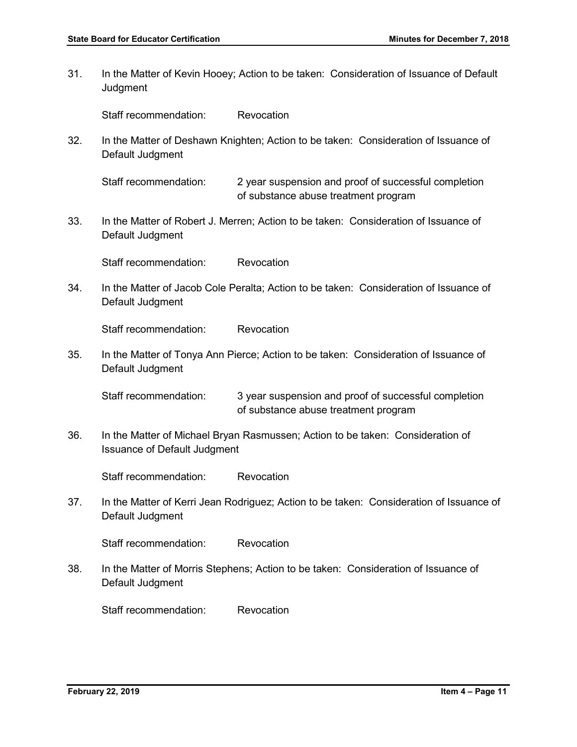31. In the Matter of Kevin Hooey; Action to be taken: Consideration of Issuance of Default Judgment

    Staff recommendation: Revocation

32. In the Matter of Deshawn Knighten; Action to be taken: Consideration of Issuance of Default Judgment

    Staff recommendation: 2 year suspension and proof of successful completion of substance abuse treatment program

33. In the Matter of Robert J. Merren; Action to be taken: Consideration of Issuance of Default Judgment

    Staff recommendation: Revocation

34. In the Matter of Jacob Cole Peralta; Action to be taken: Consideration of Issuance of Default Judgment

    Staff recommendation: Revocation

35. In the Matter of Tonya Ann Pierce; Action to be taken: Consideration of Issuance of Default Judgment

    Staff recommendation: 3 year suspension and proof of successful completion of substance abuse treatment program

36. In the Matter of Michael Bryan Rasmussen; Action to be taken: Consideration of Issuance of Default Judgment

    Staff recommendation: Revocation

37. In the Matter of Kerri Jean Rodriguez; Action to be taken: Consideration of Issuance of Default Judgment

    Staff recommendation: Revocation

38. In the Matter of Morris Stephens; Action to be taken: Consideration of Issuance of Default Judgment

    Staff recommendation: Revocation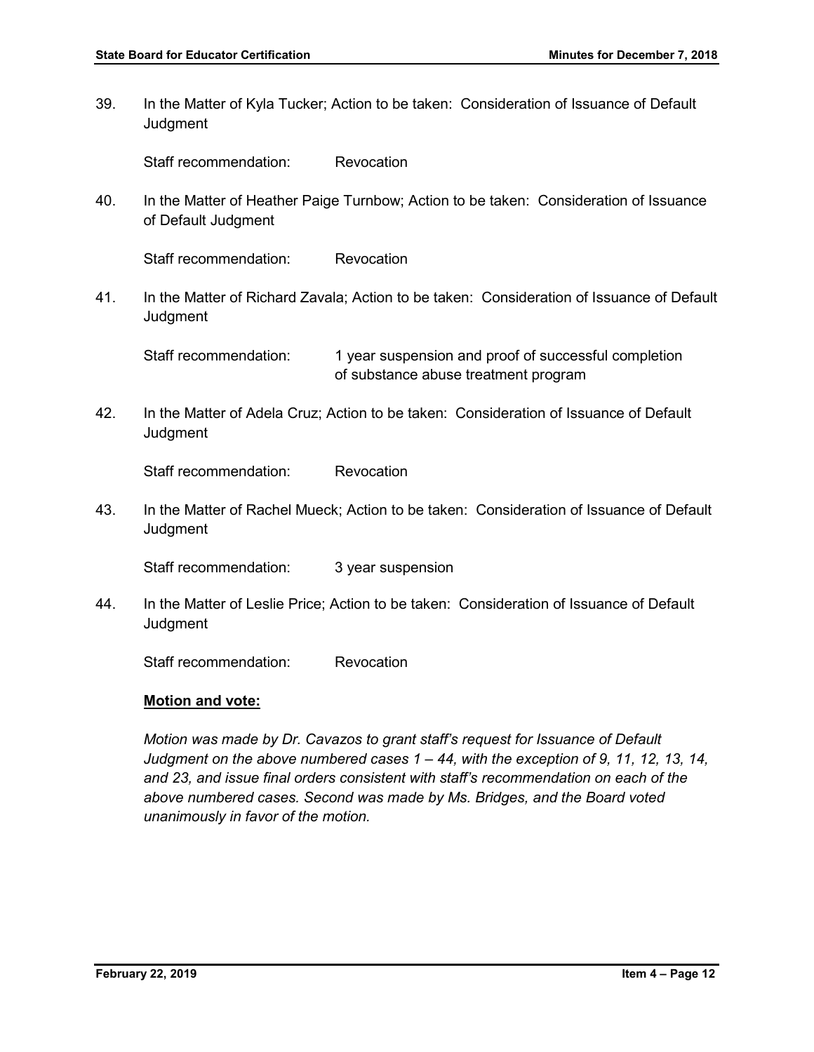39. In the Matter of Kyla Tucker; Action to be taken: Consideration of Issuance of Default Judgment

    Staff recommendation: Revocation

40. In the Matter of Heather Paige Turnbow; Action to be taken: Consideration of Issuance of Default Judgment

    Staff recommendation: Revocation

41. In the Matter of Richard Zavala; Action to be taken: Consideration of Issuance of Default Judgment

    Staff recommendation: 1 year suspension and proof of successful completion of substance abuse treatment program

42. In the Matter of Adela Cruz; Action to be taken: Consideration of Issuance of Default Judgment

    Staff recommendation: Revocation

43. In the Matter of Rachel Mueck; Action to be taken: Consideration of Issuance of Default Judgment

    Staff recommendation: 3 year suspension

44. In the Matter of Leslie Price; Action to be taken: Consideration of Issuance of Default Judgment

    Staff recommendation: Revocation

**Motion and vote:**

*Motion was made by Dr. Cavazos to grant staff's request for Issuance of Default Judgment on the above numbered cases 1 – 44, with the exception of 9, 11, 12, 13, 14, and 23, and issue final orders consistent with staff's recommendation on each of the above numbered cases. Second was made by Ms. Bridges, and the Board voted unanimously in favor of the motion.*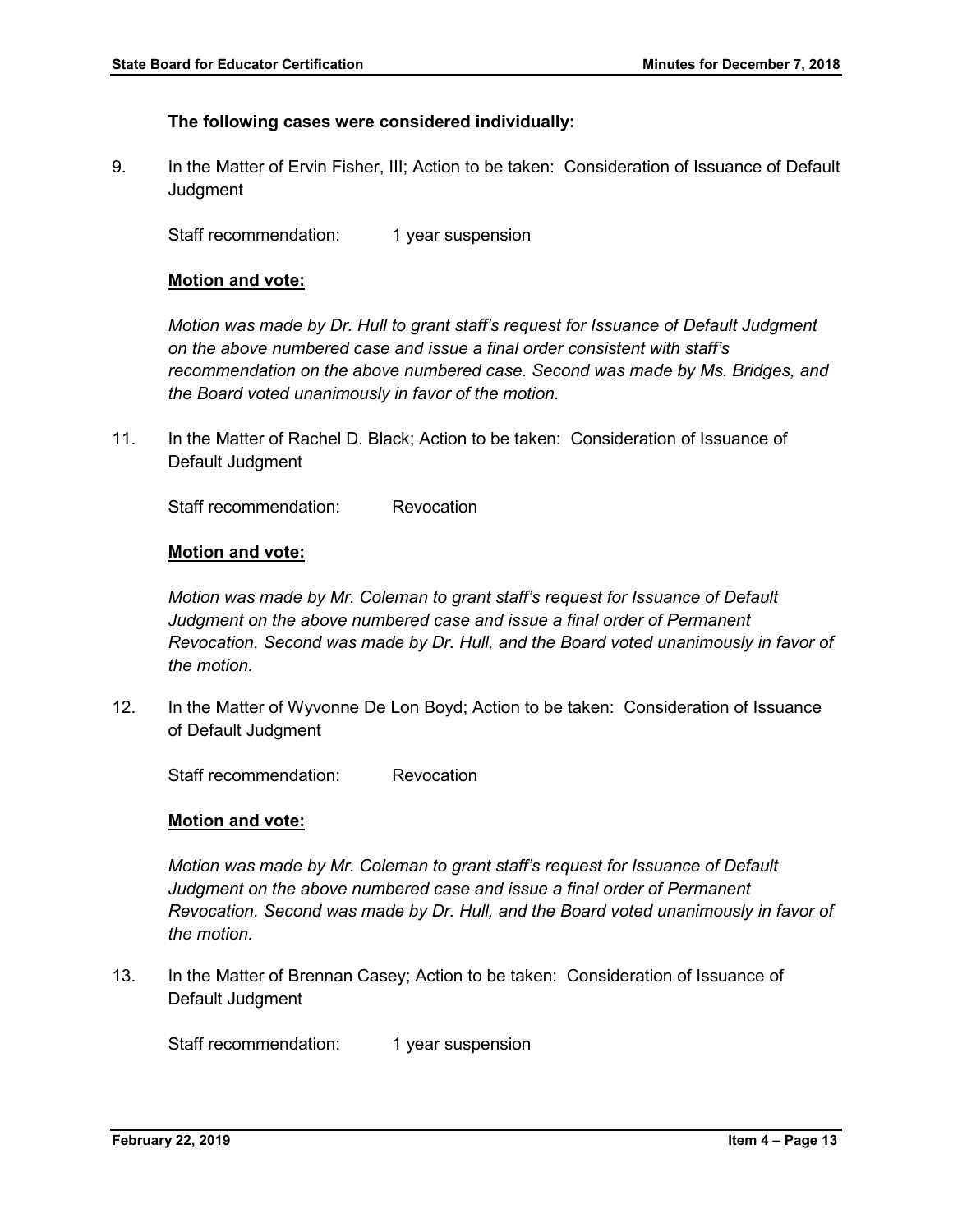**The following cases were considered individually:**

9. In the Matter of Ervin Fisher, III; Action to be taken: Consideration of Issuance of Default Judgment

   Staff recommendation: 1 year suspension

   **Motion and vote:**

   *Motion was made by Dr. Hull to grant staff's request for Issuance of Default Judgment on the above numbered case and issue a final order consistent with staff's recommendation on the above numbered case. Second was made by Ms. Bridges, and the Board voted unanimously in favor of the motion.*

11. In the Matter of Rachel D. Black; Action to be taken: Consideration of Issuance of Default Judgment

   Staff recommendation: Revocation

   **Motion and vote:**

   *Motion was made by Mr. Coleman to grant staff's request for Issuance of Default Judgment on the above numbered case and issue a final order of Permanent Revocation. Second was made by Dr. Hull, and the Board voted unanimously in favor of the motion.*

12. In the Matter of Wyvonne De Lon Boyd; Action to be taken: Consideration of Issuance of Default Judgment

   Staff recommendation: Revocation

   **Motion and vote:**

   *Motion was made by Mr. Coleman to grant staff's request for Issuance of Default Judgment on the above numbered case and issue a final order of Permanent Revocation. Second was made by Dr. Hull, and the Board voted unanimously in favor of the motion.*

13. In the Matter of Brennan Casey; Action to be taken: Consideration of Issuance of Default Judgment

   Staff recommendation: 1 year suspension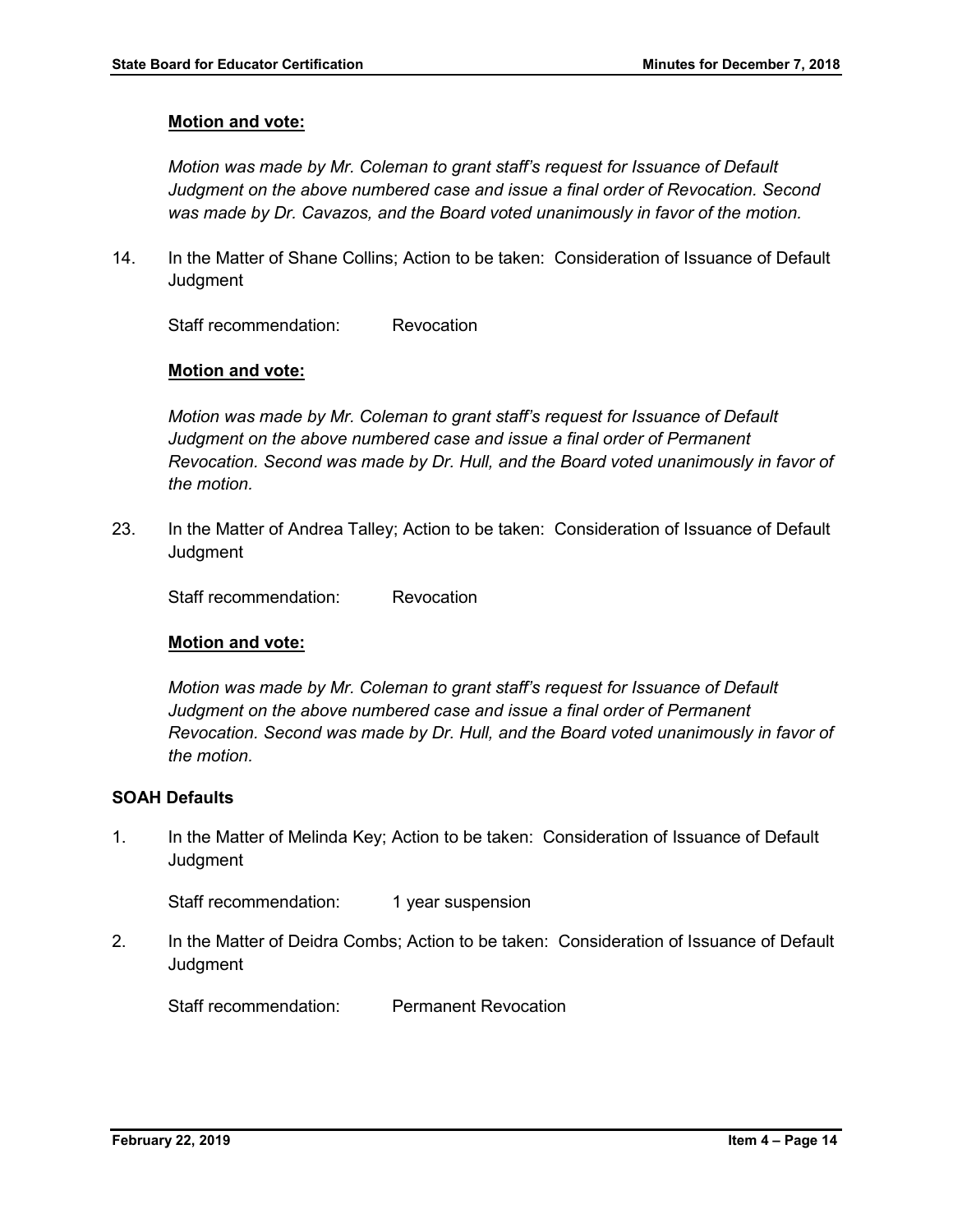**Motion and vote:**

*Motion was made by Mr. Coleman to grant staff's request for Issuance of Default Judgment on the above numbered case and issue a final order of Revocation. Second was made by Dr. Cavazos, and the Board voted unanimously in favor of the motion.*

14. In the Matter of Shane Collins; Action to be taken: Consideration of Issuance of Default Judgment

    Staff recommendation: Revocation

    **Motion and vote:**

    *Motion was made by Mr. Coleman to grant staff's request for Issuance of Default Judgment on the above numbered case and issue a final order of Permanent Revocation. Second was made by Dr. Hull, and the Board voted unanimously in favor of the motion.*

23. In the Matter of Andrea Talley; Action to be taken: Consideration of Issuance of Default Judgment

    Staff recommendation: Revocation

    **Motion and vote:**

    *Motion was made by Mr. Coleman to grant staff's request for Issuance of Default Judgment on the above numbered case and issue a final order of Permanent Revocation. Second was made by Dr. Hull, and the Board voted unanimously in favor of the motion.*

**SOAH Defaults**

1. In the Matter of Melinda Key; Action to be taken: Consideration of Issuance of Default Judgment

   Staff recommendation: 1 year suspension

2. In the Matter of Deidra Combs; Action to be taken: Consideration of Issuance of Default Judgment

   Staff recommendation: Permanent Revocation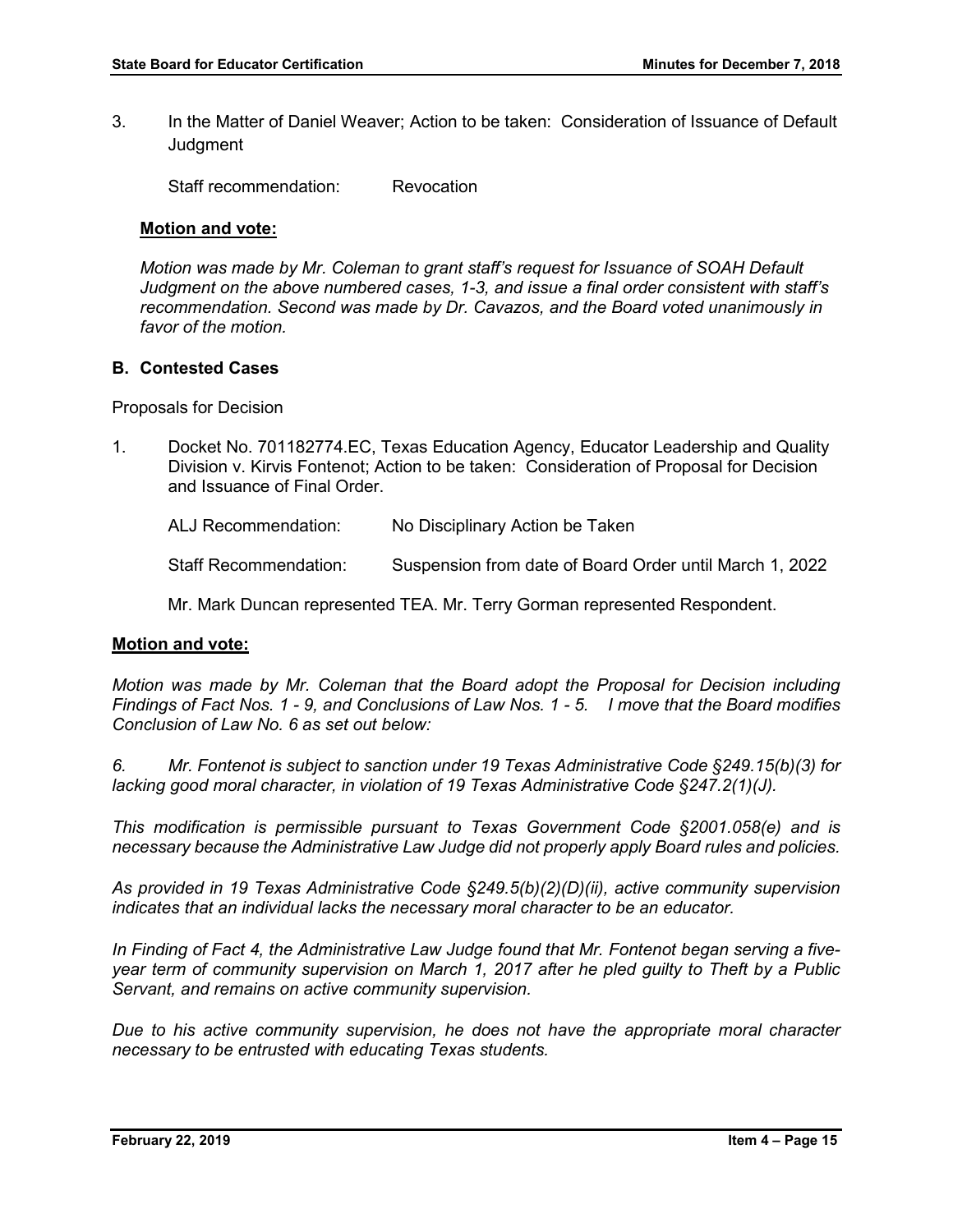3. In the Matter of Daniel Weaver; Action to be taken: Consideration of Issuance of Default Judgment

   Staff recommendation: Revocation

   **Motion and vote:**

   *Motion was made by Mr. Coleman to grant staff's request for Issuance of SOAH Default Judgment on the above numbered cases, 1-3, and issue a final order consistent with staff's recommendation. Second was made by Dr. Cavazos, and the Board voted unanimously in favor of the motion.*

**B. Contested Cases**

Proposals for Decision

1. Docket No. 701182774.EC, Texas Education Agency, Educator Leadership and Quality Division v. Kirvis Fontenot; Action to be taken: Consideration of Proposal for Decision and Issuance of Final Order.

   ALJ Recommendation: No Disciplinary Action be Taken

   Staff Recommendation: Suspension from date of Board Order until March 1, 2022

   Mr. Mark Duncan represented TEA. Mr. Terry Gorman represented Respondent.

**Motion and vote:**

*Motion was made by Mr. Coleman that the Board adopt the Proposal for Decision including Findings of Fact Nos. 1 - 9, and Conclusions of Law Nos. 1 - 5. I move that the Board modifies Conclusion of Law No. 6 as set out below:*

*6. Mr. Fontenot is subject to sanction under 19 Texas Administrative Code §249.15(b)(3) for lacking good moral character, in violation of 19 Texas Administrative Code §247.2(1)(J).*

*This modification is permissible pursuant to Texas Government Code §2001.058(e) and is necessary because the Administrative Law Judge did not properly apply Board rules and policies.*

*As provided in 19 Texas Administrative Code §249.5(b)(2)(D)(ii), active community supervision indicates that an individual lacks the necessary moral character to be an educator.*

*In Finding of Fact 4, the Administrative Law Judge found that Mr. Fontenot began serving a five-year term of community supervision on March 1, 2017 after he pled guilty to Theft by a Public Servant, and remains on active community supervision.*

*Due to his active community supervision, he does not have the appropriate moral character necessary to be entrusted with educating Texas students.*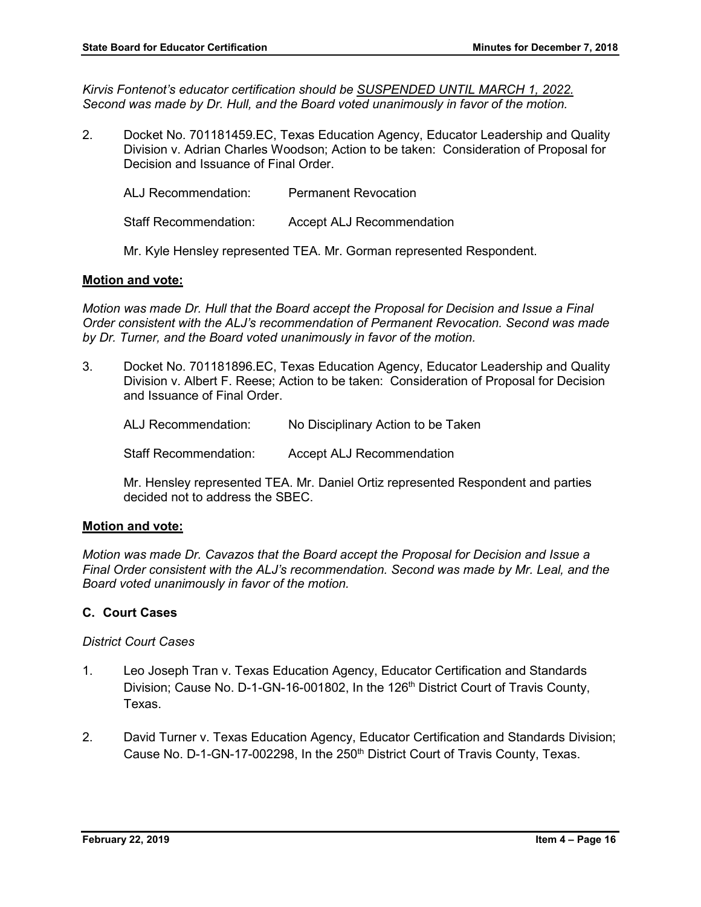*Kirvis Fontenot's educator certification should be SUSPENDED UNTIL MARCH 1, 2022. Second was made by Dr. Hull, and the Board voted unanimously in favor of the motion.*

2. Docket No. 701181459.EC, Texas Education Agency, Educator Leadership and Quality Division v. Adrian Charles Woodson; Action to be taken: Consideration of Proposal for Decision and Issuance of Final Order.

   ALJ Recommendation: Permanent Revocation

   Staff Recommendation: Accept ALJ Recommendation

   Mr. Kyle Hensley represented TEA. Mr. Gorman represented Respondent.

**Motion and vote:**

*Motion was made Dr. Hull that the Board accept the Proposal for Decision and Issue a Final Order consistent with the ALJ's recommendation of Permanent Revocation. Second was made by Dr. Turner, and the Board voted unanimously in favor of the motion.*

3. Docket No. 701181896.EC, Texas Education Agency, Educator Leadership and Quality Division v. Albert F. Reese; Action to be taken: Consideration of Proposal for Decision and Issuance of Final Order.

   ALJ Recommendation: No Disciplinary Action to be Taken

   Staff Recommendation: Accept ALJ Recommendation

   Mr. Hensley represented TEA. Mr. Daniel Ortiz represented Respondent and parties decided not to address the SBEC.

**Motion and vote:**

*Motion was made Dr. Cavazos that the Board accept the Proposal for Decision and Issue a Final Order consistent with the ALJ's recommendation. Second was made by Mr. Leal, and the Board voted unanimously in favor of the motion.*

### C. Court Cases

*District Court Cases*

1. Leo Joseph Tran v. Texas Education Agency, Educator Certification and Standards Division; Cause No. D-1-GN-16-001802, In the 126th District Court of Travis County, Texas.

2. David Turner v. Texas Education Agency, Educator Certification and Standards Division; Cause No. D-1-GN-17-002298, In the 250th District Court of Travis County, Texas.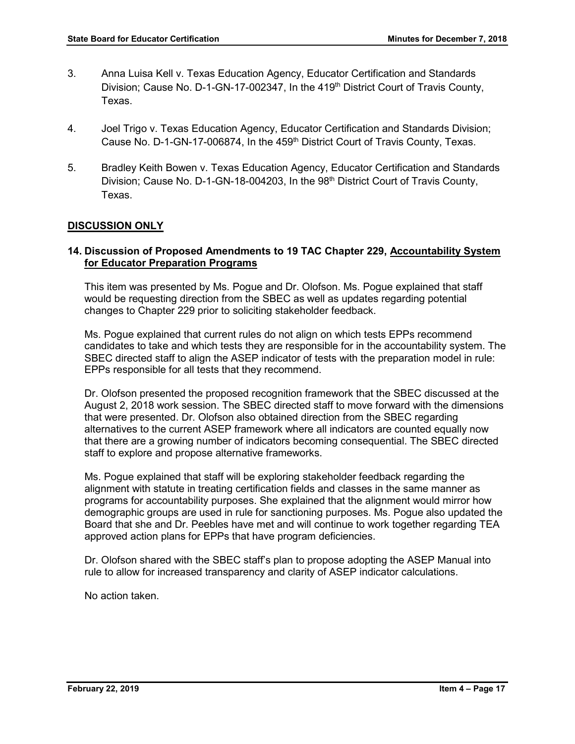3. Anna Luisa Kell v. Texas Education Agency, Educator Certification and Standards Division; Cause No. D-1-GN-17-002347, In the 419th District Court of Travis County, Texas.

4. Joel Trigo v. Texas Education Agency, Educator Certification and Standards Division; Cause No. D-1-GN-17-006874, In the 459th District Court of Travis County, Texas.

5. Bradley Keith Bowen v. Texas Education Agency, Educator Certification and Standards Division; Cause No. D-1-GN-18-004203, In the 98th District Court of Travis County, Texas.

## DISCUSSION ONLY

### 14. Discussion of Proposed Amendments to 19 TAC Chapter 229, Accountability System for Educator Preparation Programs

This item was presented by Ms. Pogue and Dr. Olofson. Ms. Pogue explained that staff would be requesting direction from the SBEC as well as updates regarding potential changes to Chapter 229 prior to soliciting stakeholder feedback.

Ms. Pogue explained that current rules do not align on which tests EPPs recommend candidates to take and which tests they are responsible for in the accountability system. The SBEC directed staff to align the ASEP indicator of tests with the preparation model in rule: EPPs responsible for all tests that they recommend.

Dr. Olofson presented the proposed recognition framework that the SBEC discussed at the August 2, 2018 work session. The SBEC directed staff to move forward with the dimensions that were presented. Dr. Olofson also obtained direction from the SBEC regarding alternatives to the current ASEP framework where all indicators are counted equally now that there are a growing number of indicators becoming consequential. The SBEC directed staff to explore and propose alternative frameworks.

Ms. Pogue explained that staff will be exploring stakeholder feedback regarding the alignment with statute in treating certification fields and classes in the same manner as programs for accountability purposes. She explained that the alignment would mirror how demographic groups are used in rule for sanctioning purposes. Ms. Pogue also updated the Board that she and Dr. Peebles have met and will continue to work together regarding TEA approved action plans for EPPs that have program deficiencies.

Dr. Olofson shared with the SBEC staff's plan to propose adopting the ASEP Manual into rule to allow for increased transparency and clarity of ASEP indicator calculations.

No action taken.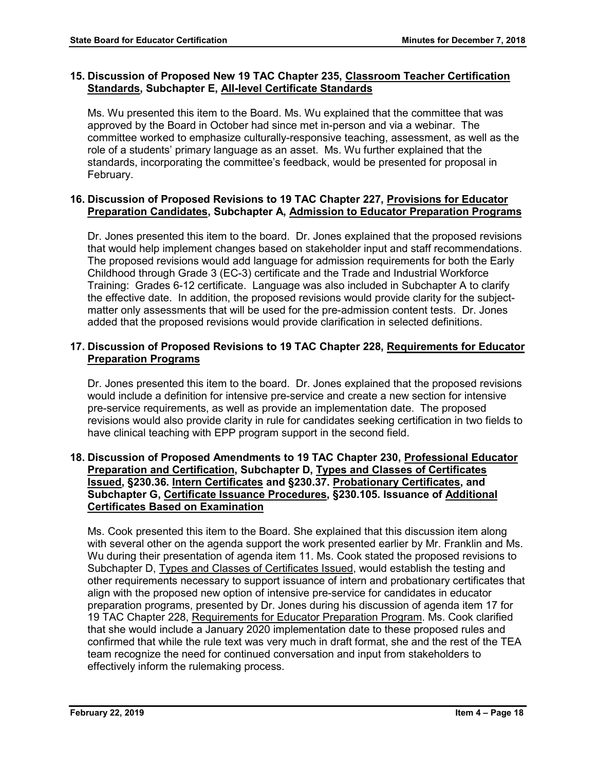**15. Discussion of Proposed New 19 TAC Chapter 235, Classroom Teacher Certification Standards, Subchapter E, All-level Certificate Standards**

Ms. Wu presented this item to the Board. Ms. Wu explained that the committee that was approved by the Board in October had since met in-person and via a webinar. The committee worked to emphasize culturally-responsive teaching, assessment, as well as the role of a students' primary language as an asset. Ms. Wu further explained that the standards, incorporating the committee's feedback, would be presented for proposal in February.

**16. Discussion of Proposed Revisions to 19 TAC Chapter 227, Provisions for Educator Preparation Candidates, Subchapter A, Admission to Educator Preparation Programs**

Dr. Jones presented this item to the board. Dr. Jones explained that the proposed revisions that would help implement changes based on stakeholder input and staff recommendations. The proposed revisions would add language for admission requirements for both the Early Childhood through Grade 3 (EC-3) certificate and the Trade and Industrial Workforce Training: Grades 6-12 certificate. Language was also included in Subchapter A to clarify the effective date. In addition, the proposed revisions would provide clarity for the subject-matter only assessments that will be used for the pre-admission content tests. Dr. Jones added that the proposed revisions would provide clarification in selected definitions.

**17. Discussion of Proposed Revisions to 19 TAC Chapter 228, Requirements for Educator Preparation Programs**

Dr. Jones presented this item to the board. Dr. Jones explained that the proposed revisions would include a definition for intensive pre-service and create a new section for intensive pre-service requirements, as well as provide an implementation date. The proposed revisions would also provide clarity in rule for candidates seeking certification in two fields to have clinical teaching with EPP program support in the second field.

**18. Discussion of Proposed Amendments to 19 TAC Chapter 230, Professional Educator Preparation and Certification, Subchapter D, Types and Classes of Certificates Issued, §230.36. Intern Certificates and §230.37. Probationary Certificates, and Subchapter G, Certificate Issuance Procedures, §230.105. Issuance of Additional Certificates Based on Examination**

Ms. Cook presented this item to the Board. She explained that this discussion item along with several other on the agenda support the work presented earlier by Mr. Franklin and Ms. Wu during their presentation of agenda item 11. Ms. Cook stated the proposed revisions to Subchapter D, Types and Classes of Certificates Issued, would establish the testing and other requirements necessary to support issuance of intern and probationary certificates that align with the proposed new option of intensive pre-service for candidates in educator preparation programs, presented by Dr. Jones during his discussion of agenda item 17 for 19 TAC Chapter 228, Requirements for Educator Preparation Program. Ms. Cook clarified that she would include a January 2020 implementation date to these proposed rules and confirmed that while the rule text was very much in draft format, she and the rest of the TEA team recognize the need for continued conversation and input from stakeholders to effectively inform the rulemaking process.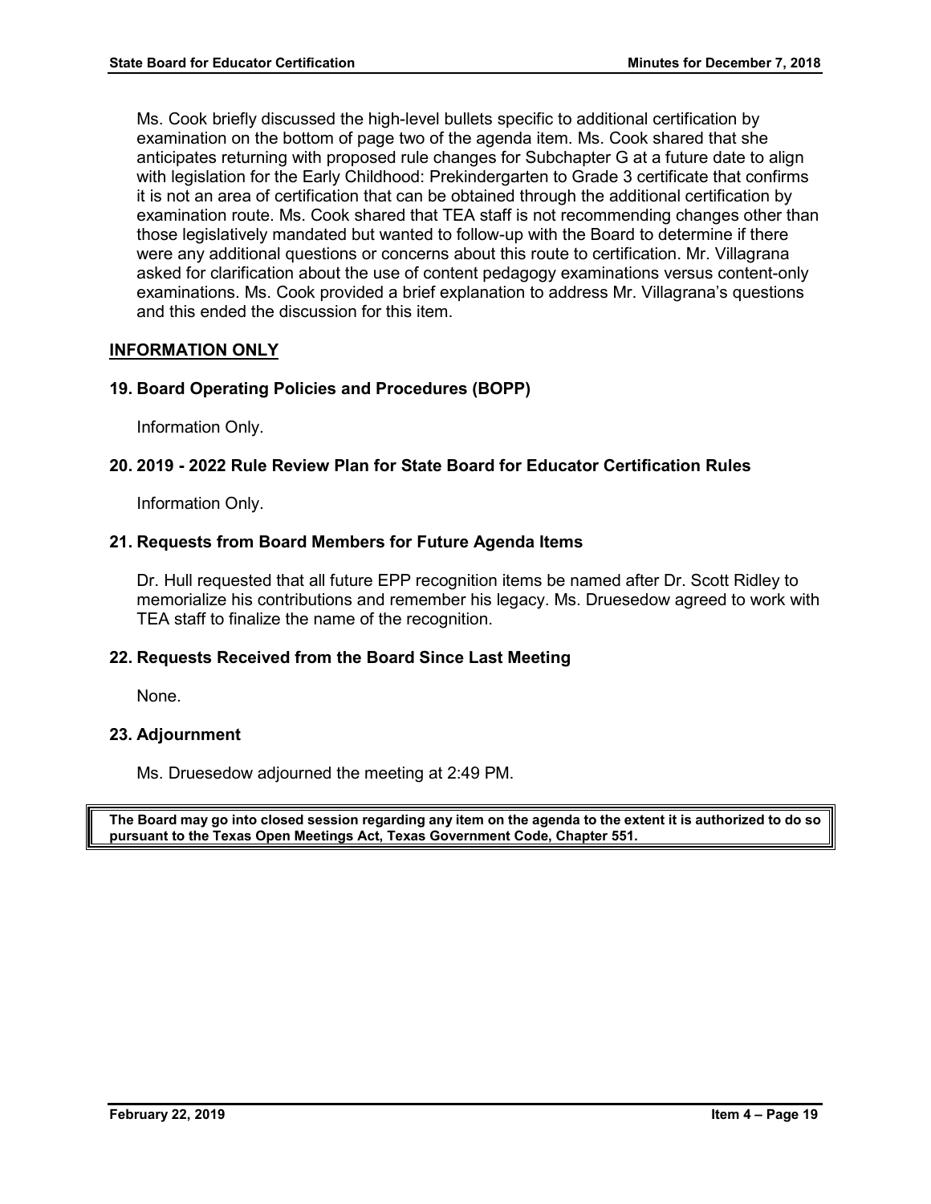Ms. Cook briefly discussed the high-level bullets specific to additional certification by examination on the bottom of page two of the agenda item. Ms. Cook shared that she anticipates returning with proposed rule changes for Subchapter G at a future date to align with legislation for the Early Childhood: Prekindergarten to Grade 3 certificate that confirms it is not an area of certification that can be obtained through the additional certification by examination route. Ms. Cook shared that TEA staff is not recommending changes other than those legislatively mandated but wanted to follow-up with the Board to determine if there were any additional questions or concerns about this route to certification. Mr. Villagrana asked for clarification about the use of content pedagogy examinations versus content-only examinations. Ms. Cook provided a brief explanation to address Mr. Villagrana's questions and this ended the discussion for this item.

## INFORMATION ONLY

### 19. Board Operating Policies and Procedures (BOPP)

Information Only.

### 20. 2019 - 2022 Rule Review Plan for State Board for Educator Certification Rules

Information Only.

### 21. Requests from Board Members for Future Agenda Items

Dr. Hull requested that all future EPP recognition items be named after Dr. Scott Ridley to memorialize his contributions and remember his legacy. Ms. Druesedow agreed to work with TEA staff to finalize the name of the recognition.

### 22. Requests Received from the Board Since Last Meeting

None.

### 23. Adjournment

Ms. Druesedow adjourned the meeting at 2:49 PM.

**The Board may go into closed session regarding any item on the agenda to the extent it is authorized to do so pursuant to the Texas Open Meetings Act, Texas Government Code, Chapter 551.**